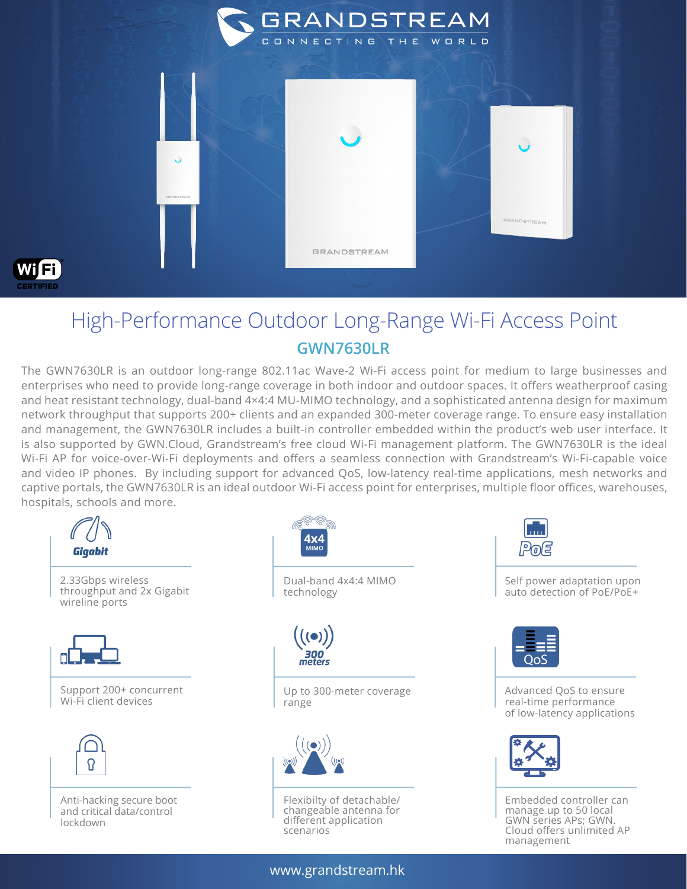# High-Performance Outdoor Long-Range Wi-Fi Access Point

## GWN7630LR

The GWN7630LR is an outdoor long-range 802.11ac Wave-2 Wi-Fi access point for medium to large businesses and enterprises who need to provide long-range coverage in both indoor and outdoor spaces. It offers weatherproof casing and heat resistant technology, dual-band 4×4:4 MU-MIMO technology, and a sophisticated antenna design for maximum network throughput that supports 200+ clients and an expanded 300-meter coverage range. To ensure easy installation and management, the GWN7630LR includes a built-in controller embedded within the product's web user interface. It is also supported by GWN.Cloud, Grandstream's free cloud Wi-Fi management platform. The GWN7630LR is the ideal Wi-Fi AP for voice-over-Wi-Fi deployments and offers a seamless connection with Grandstream's Wi-Fi-capable voice and video IP phones. By including support for advanced QoS, low-latency real-time applications, mesh networks and captive portals, the GWN7630LR is an ideal outdoor Wi-Fi access point for enterprises, multiple floor offices, warehouses, hospitals, schools and more.

- 2.33Gbps wireless throughput and 2x Gigabit wireline ports
- Dual-band 4x4:4 MIMO technology
- Self power adaptation upon auto detection of PoE/PoE+
- Support 200+ concurrent Wi-Fi client devices
- Up to 300-meter coverage range
- Advanced QoS to ensure real-time performance of low-latency applications
- Anti-hacking secure boot and critical data/control lockdown
- Flexibilty of detachable/ changeable antenna for different application scenarios
- Embedded controller can manage up to 50 local GWN series APs; GWN. Cloud offers unlimited AP management

www.grandstream.hk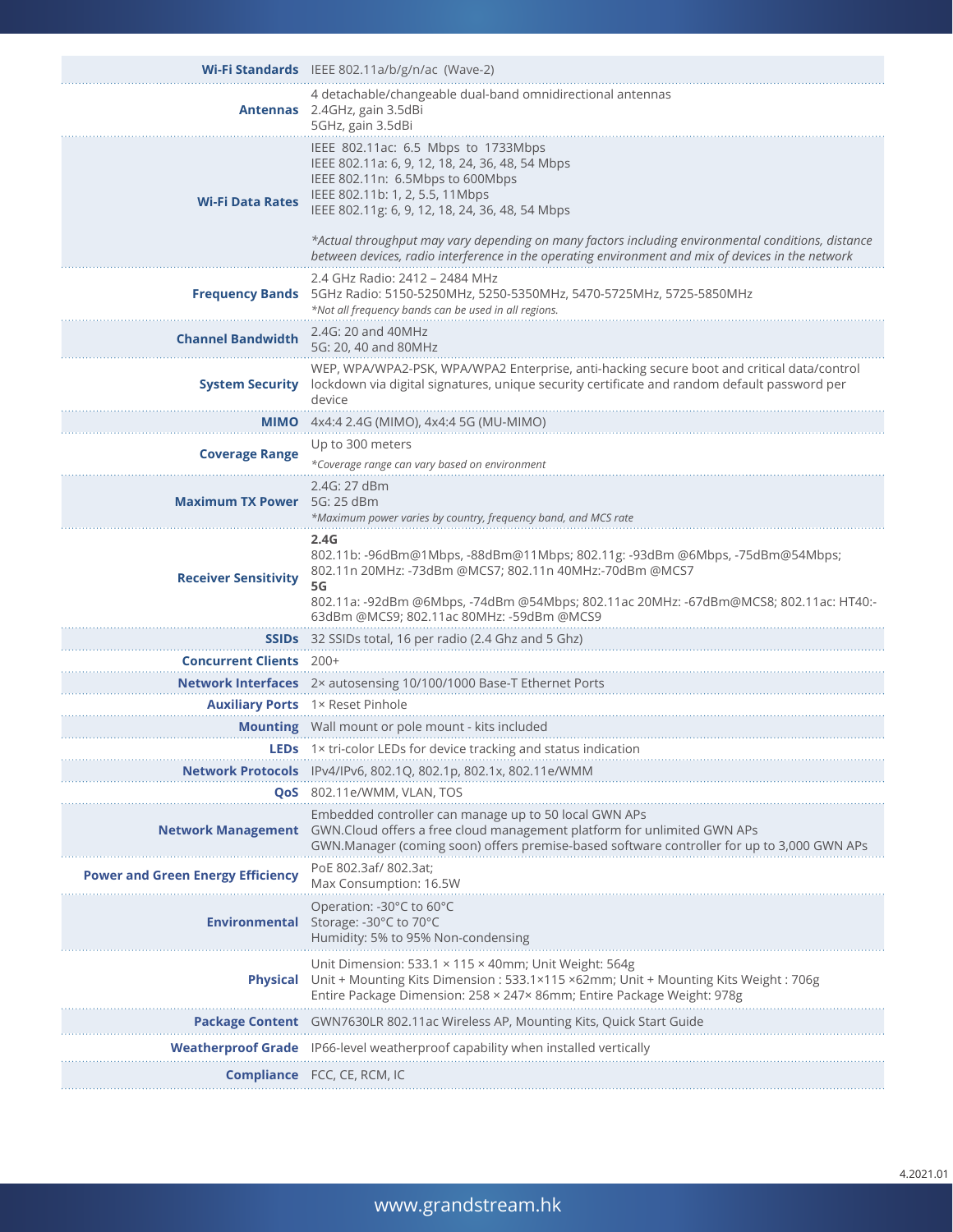| | |
|---|---|
| **Wi-Fi Standards** | IEEE 802.11a/b/g/n/ac (Wave-2) |
| **Antennas** | 4 detachable/changeable dual-band omnidirectional antennas<br>2.4GHz, gain 3.5dBi<br>5GHz, gain 3.5dBi |
| **Wi-Fi Data Rates** | IEEE 802.11ac: 6.5 Mbps to 1733Mbps<br>IEEE 802.11a: 6, 9, 12, 18, 24, 36, 48, 54 Mbps<br>IEEE 802.11n: 6.5Mbps to 600Mbps<br>IEEE 802.11b: 1, 2, 5.5, 11Mbps<br>IEEE 802.11g: 6, 9, 12, 18, 24, 36, 48, 54 Mbps<br><br>*Actual throughput may vary depending on many factors including environmental conditions, distance between devices, radio interference in the operating environment and mix of devices in the network* |
| **Frequency Bands** | 2.4 GHz Radio: 2412 – 2484 MHz<br>5GHz Radio: 5150-5250MHz, 5250-5350MHz, 5470-5725MHz, 5725-5850MHz<br>*Not all frequency bands can be used in all regions.* |
| **Channel Bandwidth** | 2.4G: 20 and 40MHz<br>5G: 20, 40 and 80MHz |
| **System Security** | WEP, WPA/WPA2-PSK, WPA/WPA2 Enterprise, anti-hacking secure boot and critical data/control lockdown via digital signatures, unique security certificate and random default password per device |
| **MIMO** | 4x4:4 2.4G (MIMO), 4x4:4 5G (MU-MIMO) |
| **Coverage Range** | Up to 300 meters<br>*Coverage range can vary based on environment* |
| **Maximum TX Power** | 2.4G: 27 dBm<br>5G: 25 dBm<br>*Maximum power varies by country, frequency band, and MCS rate* |
| **Receiver Sensitivity** | **2.4G**<br>802.11b: -96dBm@1Mbps, -88dBm@11Mbps; 802.11g: -93dBm @6Mbps, -75dBm@54Mbps; 802.11n 20MHz: -73dBm @MCS7; 802.11n 40MHz:-70dBm @MCS7<br>**5G**<br>802.11a: -92dBm @6Mbps, -74dBm @54Mbps; 802.11ac 20MHz: -67dBm@MCS8; 802.11ac: HT40:-63dBm @MCS9; 802.11ac 80MHz: -59dBm @MCS9 |
| **SSIDs** | 32 SSIDs total, 16 per radio (2.4 Ghz and 5 Ghz) |
| **Concurrent Clients** | 200+ |
| **Network Interfaces** | 2× autosensing 10/100/1000 Base-T Ethernet Ports |
| **Auxiliary Ports** | 1× Reset Pinhole |
| **Mounting** | Wall mount or pole mount - kits included |
| **LEDs** | 1× tri-color LEDs for device tracking and status indication |
| **Network Protocols** | IPv4/IPv6, 802.1Q, 802.1p, 802.1x, 802.11e/WMM |
| **QoS** | 802.11e/WMM, VLAN, TOS |
| **Network Management** | Embedded controller can manage up to 50 local GWN APs<br>GWN.Cloud offers a free cloud management platform for unlimited GWN APs<br>GWN.Manager (coming soon) offers premise-based software controller for up to 3,000 GWN APs |
| **Power and Green Energy Efficiency** | PoE 802.3af/ 802.3at;<br>Max Consumption: 16.5W |
| **Environmental** | Operation: -30°C to 60°C<br>Storage: -30°C to 70°C<br>Humidity: 5% to 95% Non-condensing |
| **Physical** | Unit Dimension: 533.1 × 115 × 40mm; Unit Weight: 564g<br>Unit + Mounting Kits Dimension : 533.1×115 ×62mm; Unit + Mounting Kits Weight : 706g<br>Entire Package Dimension: 258 × 247× 86mm; Entire Package Weight: 978g |
| **Package Content** | GWN7630LR 802.11ac Wireless AP, Mounting Kits, Quick Start Guide |
| **Weatherproof Grade** | IP66-level weatherproof capability when installed vertically |
| **Compliance** | FCC, CE, RCM, IC |

4.2021.01

www.grandstream.hk